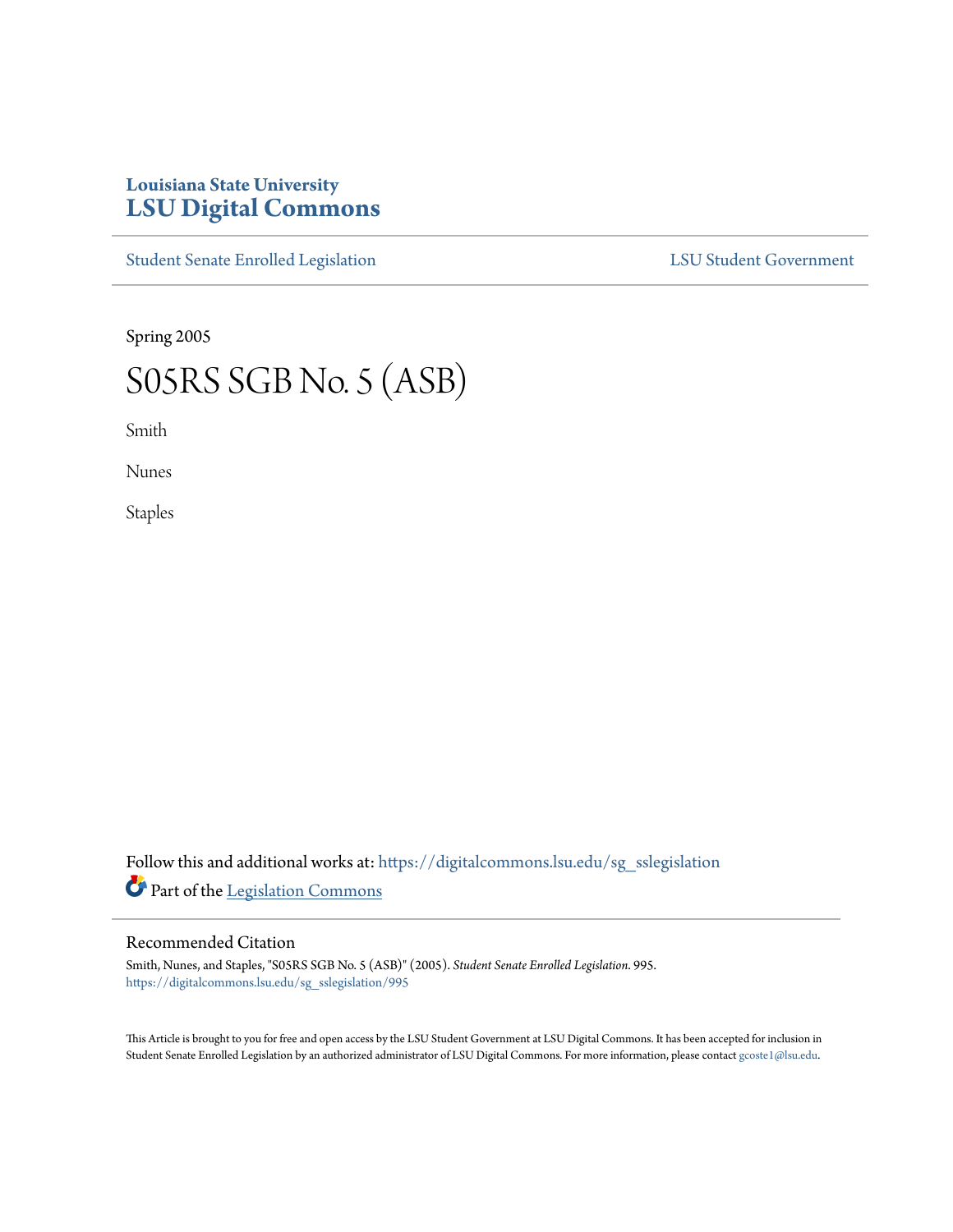Louisiana State University

# LSU Digital Commons

Student Senate Enrolled Legislation | LSU Student Government

Spring 2005

# S05RS SGB No. 5 (ASB)

Smith

Nunes

Staples

Follow this and additional works at: https://digitalcommons.lsu.edu/sg_sslegislation

Part of the Legislation Commons

## Recommended Citation

Smith, Nunes, and Staples, "S05RS SGB No. 5 (ASB)" (2005). *Student Senate Enrolled Legislation*. 995.
https://digitalcommons.lsu.edu/sg_sslegislation/995

This Article is brought to you for free and open access by the LSU Student Government at LSU Digital Commons. It has been accepted for inclusion in Student Senate Enrolled Legislation by an authorized administrator of LSU Digital Commons. For more information, please contact gcoste1@lsu.edu.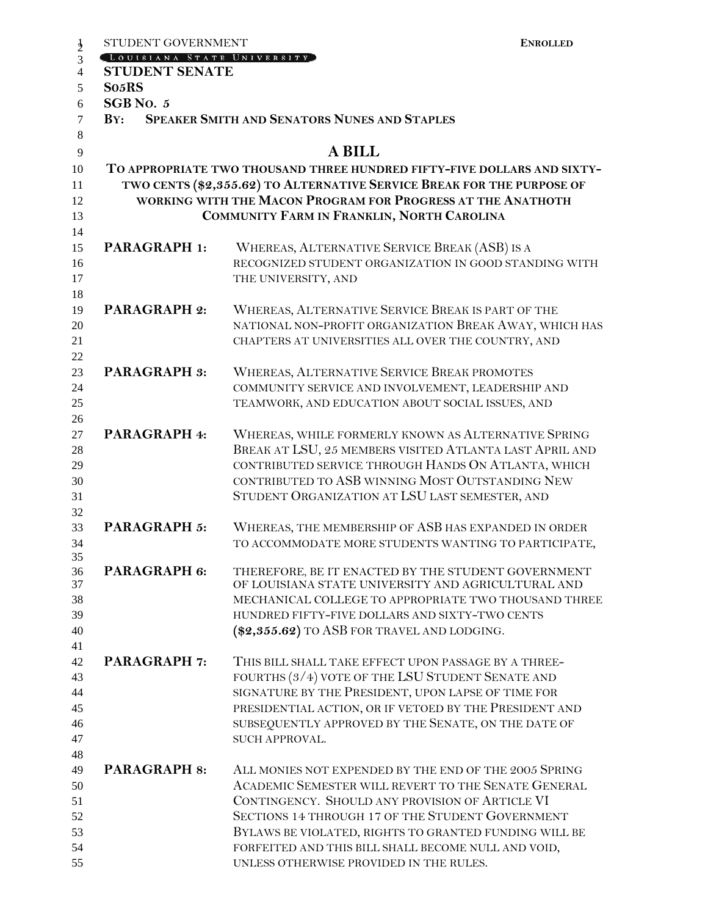STUDENT GOVERNMENT **ENROLLED**

LOUISIANA STATE UNIVERSITY

**STUDENT SENATE**

**S05RS**

**SGB NO. 5**

**BY: SPEAKER SMITH AND SENATORS NUNES AND STAPLES**

# A BILL

**TO APPROPRIATE TWO THOUSAND THREE HUNDRED FIFTY-FIVE DOLLARS AND SIXTY-TWO CENTS ($2,355.62) TO ALTERNATIVE SERVICE BREAK FOR THE PURPOSE OF WORKING WITH THE MACON PROGRAM FOR PROGRESS AT THE ANATHOTH COMMUNITY FARM IN FRANKLIN, NORTH CAROLINA**

**PARAGRAPH 1:** WHEREAS, ALTERNATIVE SERVICE BREAK (ASB) IS A RECOGNIZED STUDENT ORGANIZATION IN GOOD STANDING WITH THE UNIVERSITY, AND

**PARAGRAPH 2:** WHEREAS, ALTERNATIVE SERVICE BREAK IS PART OF THE NATIONAL NON-PROFIT ORGANIZATION BREAK AWAY, WHICH HAS CHAPTERS AT UNIVERSITIES ALL OVER THE COUNTRY, AND

**PARAGRAPH 3:** WHEREAS, ALTERNATIVE SERVICE BREAK PROMOTES COMMUNITY SERVICE AND INVOLVEMENT, LEADERSHIP AND TEAMWORK, AND EDUCATION ABOUT SOCIAL ISSUES, AND

**PARAGRAPH 4:** WHEREAS, WHILE FORMERLY KNOWN AS ALTERNATIVE SPRING BREAK AT LSU, 25 MEMBERS VISITED ATLANTA LAST APRIL AND CONTRIBUTED SERVICE THROUGH HANDS ON ATLANTA, WHICH CONTRIBUTED TO ASB WINNING MOST OUTSTANDING NEW STUDENT ORGANIZATION AT LSU LAST SEMESTER, AND

**PARAGRAPH 5:** WHEREAS, THE MEMBERSHIP OF ASB HAS EXPANDED IN ORDER TO ACCOMMODATE MORE STUDENTS WANTING TO PARTICIPATE,

**PARAGRAPH 6:** THEREFORE, BE IT ENACTED BY THE STUDENT GOVERNMENT OF LOUISIANA STATE UNIVERSITY AND AGRICULTURAL AND MECHANICAL COLLEGE TO APPROPRIATE TWO THOUSAND THREE HUNDRED FIFTY-FIVE DOLLARS AND SIXTY-TWO CENTS (**$2,355.62**) TO ASB FOR TRAVEL AND LODGING.

**PARAGRAPH 7:** THIS BILL SHALL TAKE EFFECT UPON PASSAGE BY A THREE-FOURTHS (3/4) VOTE OF THE LSU STUDENT SENATE AND SIGNATURE BY THE PRESIDENT, UPON LAPSE OF TIME FOR PRESIDENTIAL ACTION, OR IF VETOED BY THE PRESIDENT AND SUBSEQUENTLY APPROVED BY THE SENATE, ON THE DATE OF SUCH APPROVAL.

**PARAGRAPH 8:** ALL MONIES NOT EXPENDED BY THE END OF THE 2005 SPRING ACADEMIC SEMESTER WILL REVERT TO THE SENATE GENERAL CONTINGENCY. SHOULD ANY PROVISION OF ARTICLE VI SECTIONS 14 THROUGH 17 OF THE STUDENT GOVERNMENT BYLAWS BE VIOLATED, RIGHTS TO GRANTED FUNDING WILL BE FORFEITED AND THIS BILL SHALL BECOME NULL AND VOID, UNLESS OTHERWISE PROVIDED IN THE RULES.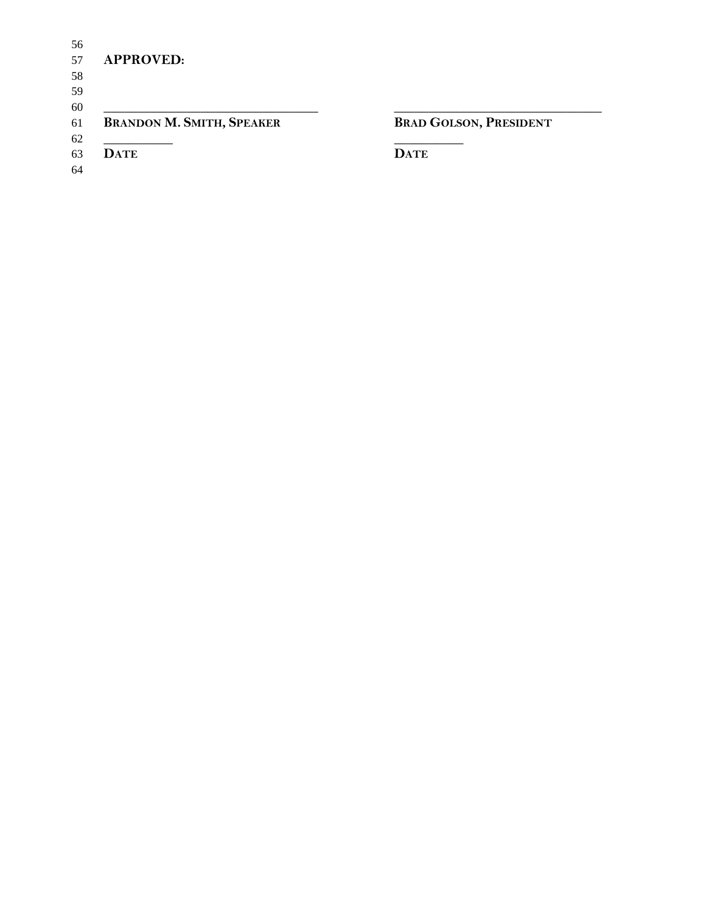**APPROVED:**

| | |
|---|---|
| ________________________________ | ________________________________ |
| **BRANDON M. SMITH, SPEAKER** | **BRAD GOLSON, PRESIDENT** |
| __________ | __________ |
| **DATE** | **DATE** |